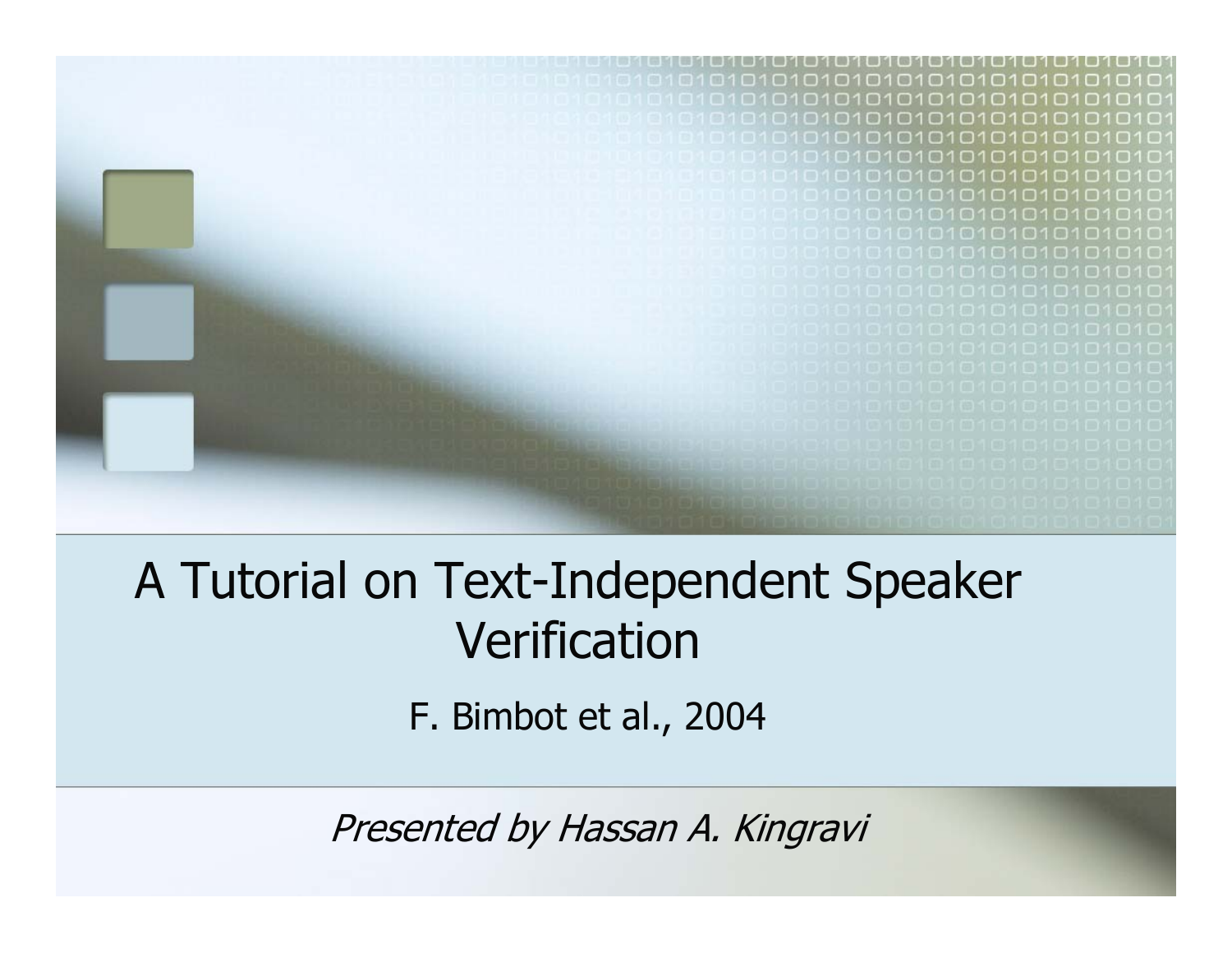# A Tutorial on Text-Independent Speaker Verification

F. Bimbot et al., 2004

*Presented by Hassan A. Kingravi*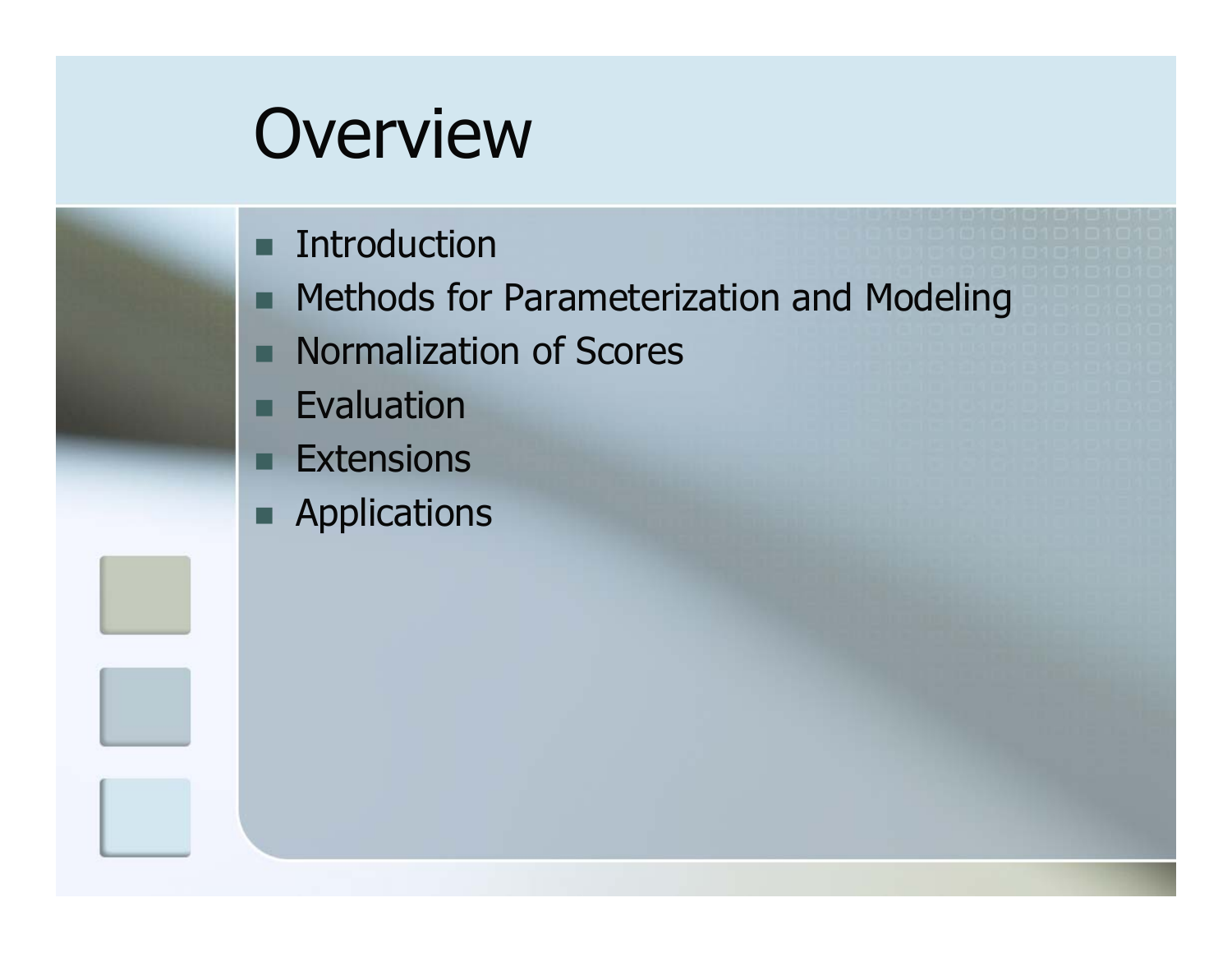# Overview

- Introduction
- Methods for Parameterization and Modeling
- Normalization of Scores
- Evaluation
- Extensions
- Applications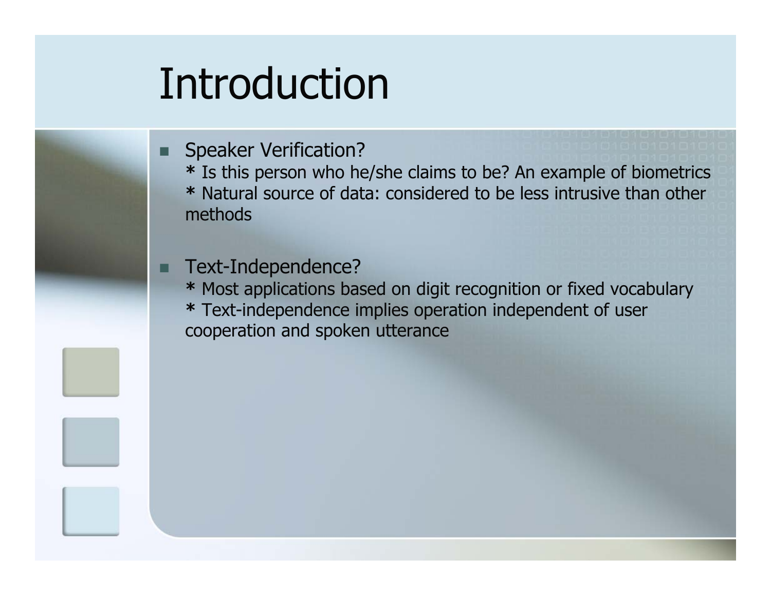# Introduction

- Speaker Verification?
  * Is this person who he/she claims to be? An example of biometrics
  * Natural source of data: considered to be less intrusive than other methods

- Text-Independence?
  * Most applications based on digit recognition or fixed vocabulary
  * Text-independence implies operation independent of user cooperation and spoken utterance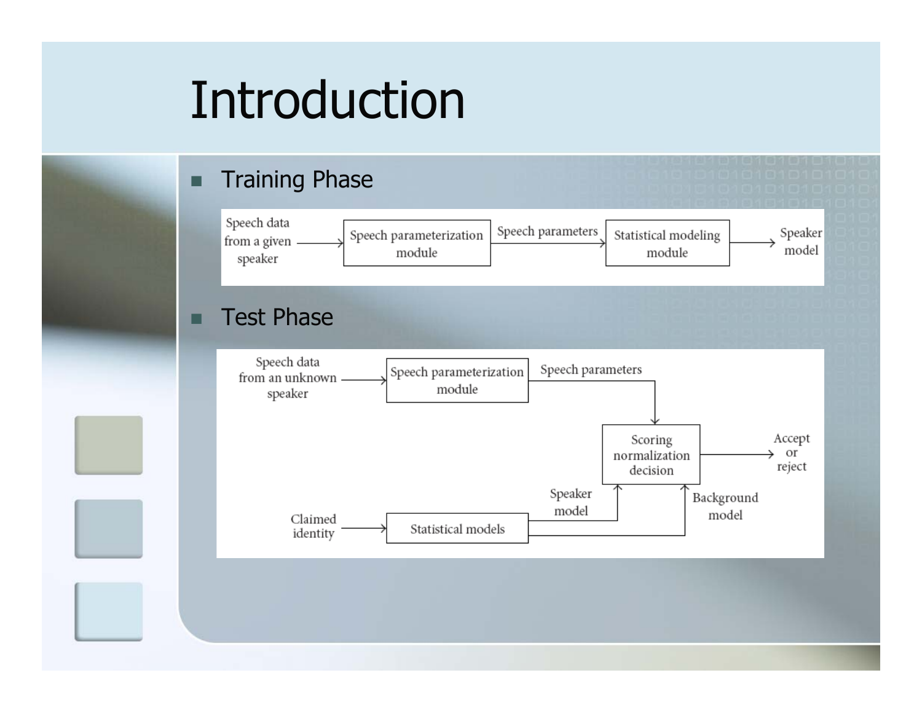# Introduction

- Training Phase

Speech data from a given speaker → Speech parameterization module → Speech parameters → Statistical modeling module → Speaker model

- Test Phase

Speech data from an unknown speaker → Speech parameterization module → Speech parameters → Scoring normalization decision → Accept or reject

Claimed identity → Statistical models → Speaker model / Background model → Scoring normalization decision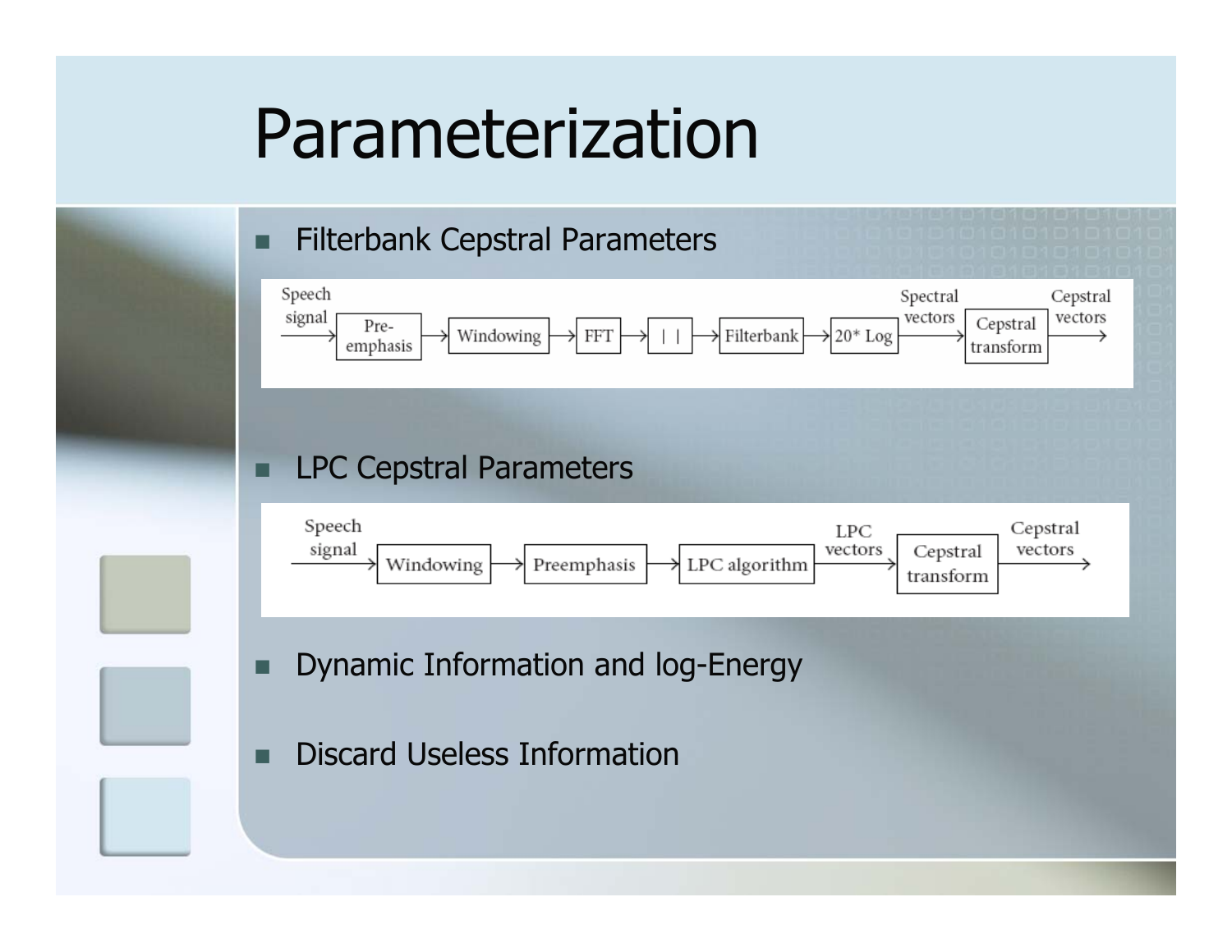# Parameterization

- Filterbank Cepstral Parameters

Speech signal → Pre-emphasis → Windowing → FFT → | | → Filterbank → 20* Log → Spectral vectors → Cepstral transform → Cepstral vectors

- LPC Cepstral Parameters

Speech signal → Windowing → Preemphasis → LPC algorithm → LPC vectors → Cepstral transform → Cepstral vectors

- Dynamic Information and log-Energy
- Discard Useless Information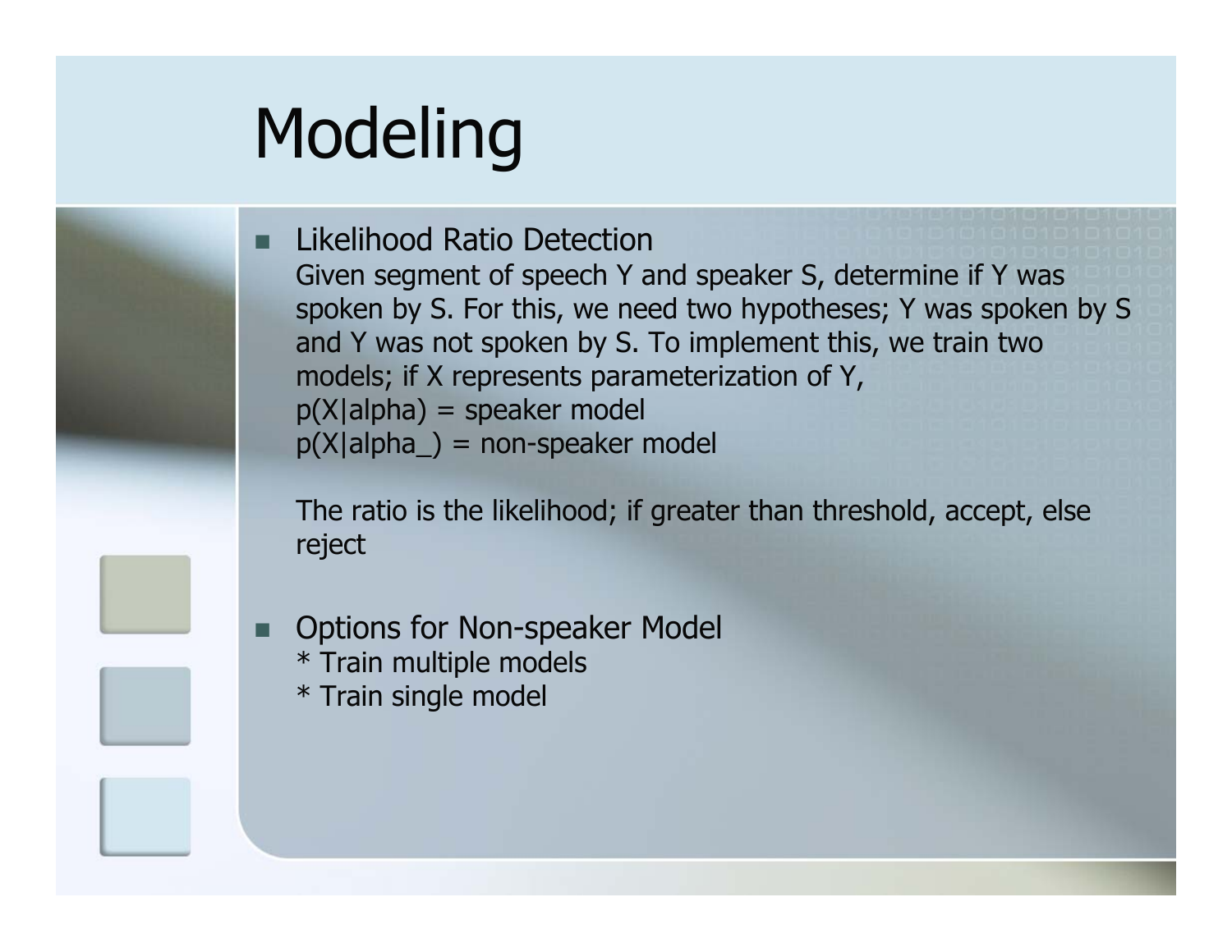# Modeling

- Likelihood Ratio Detection
  Given segment of speech Y and speaker S, determine if Y was spoken by S. For this, we need two hypotheses; Y was spoken by S and Y was not spoken by S. To implement this, we train two models; if X represents parameterization of Y,
  p(X|alpha) = speaker model
  p(X|alpha_) = non-speaker model

  The ratio is the likelihood; if greater than threshold, accept, else reject

- Options for Non-speaker Model
  * Train multiple models
  * Train single model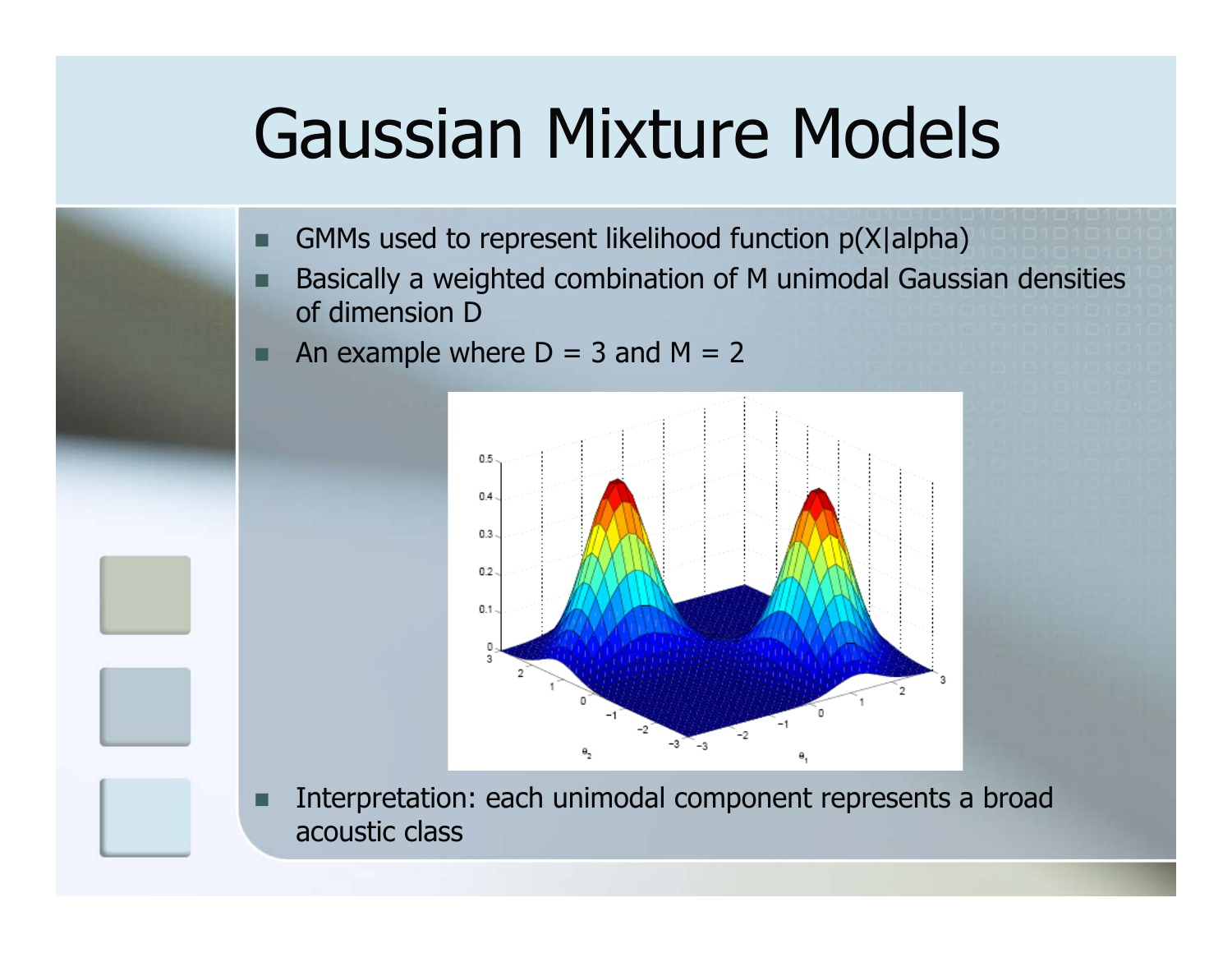# Gaussian Mixture Models

- GMMs used to represent likelihood function p(X|alpha)
- Basically a weighted combination of M unimodal Gaussian densities of dimension D
- An example where D = 3 and M = 2
- Interpretation: each unimodal component represents a broad acoustic class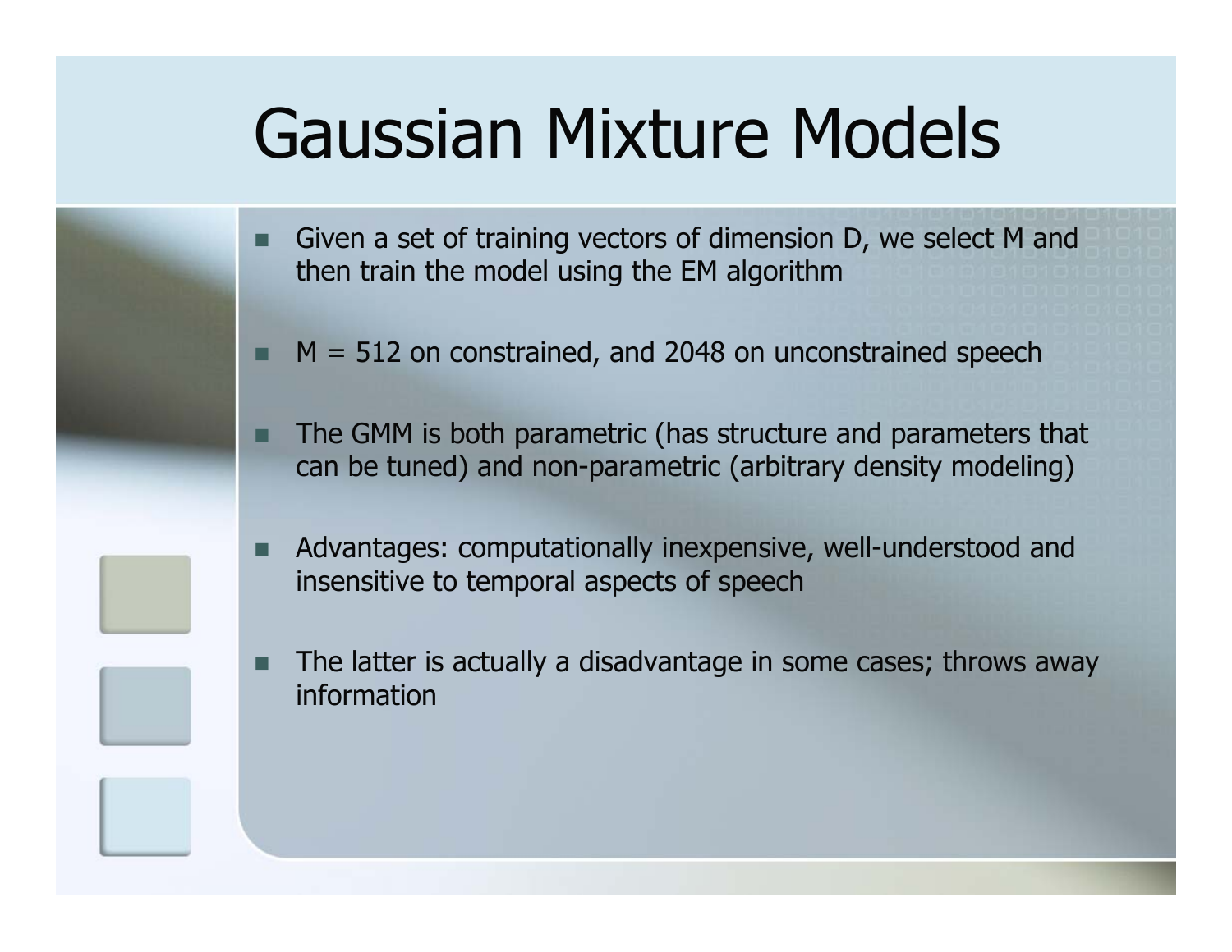# Gaussian Mixture Models

- Given a set of training vectors of dimension D, we select M and then train the model using the EM algorithm
- M = 512 on constrained, and 2048 on unconstrained speech
- The GMM is both parametric (has structure and parameters that can be tuned) and non-parametric (arbitrary density modeling)
- Advantages: computationally inexpensive, well-understood and insensitive to temporal aspects of speech
- The latter is actually a disadvantage in some cases; throws away information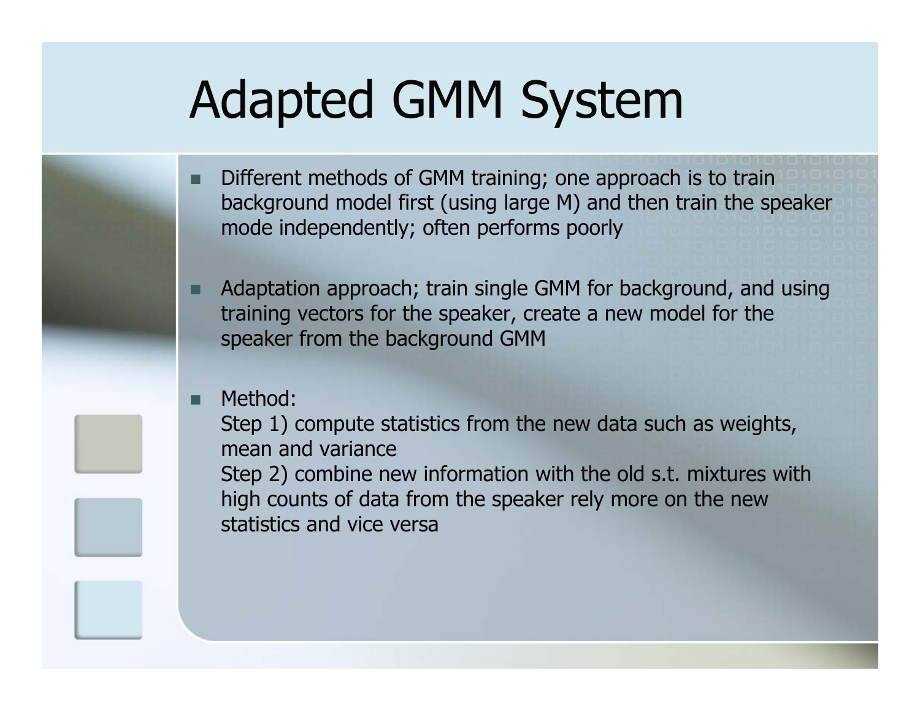# Adapted GMM System

- Different methods of GMM training; one approach is to train background model first (using large M) and then train the speaker mode independently; often performs poorly

- Adaptation approach; train single GMM for background, and using training vectors for the speaker, create a new model for the speaker from the background GMM

- Method:
  Step 1) compute statistics from the new data such as weights, mean and variance
  Step 2) combine new information with the old s.t. mixtures with high counts of data from the speaker rely more on the new statistics and vice versa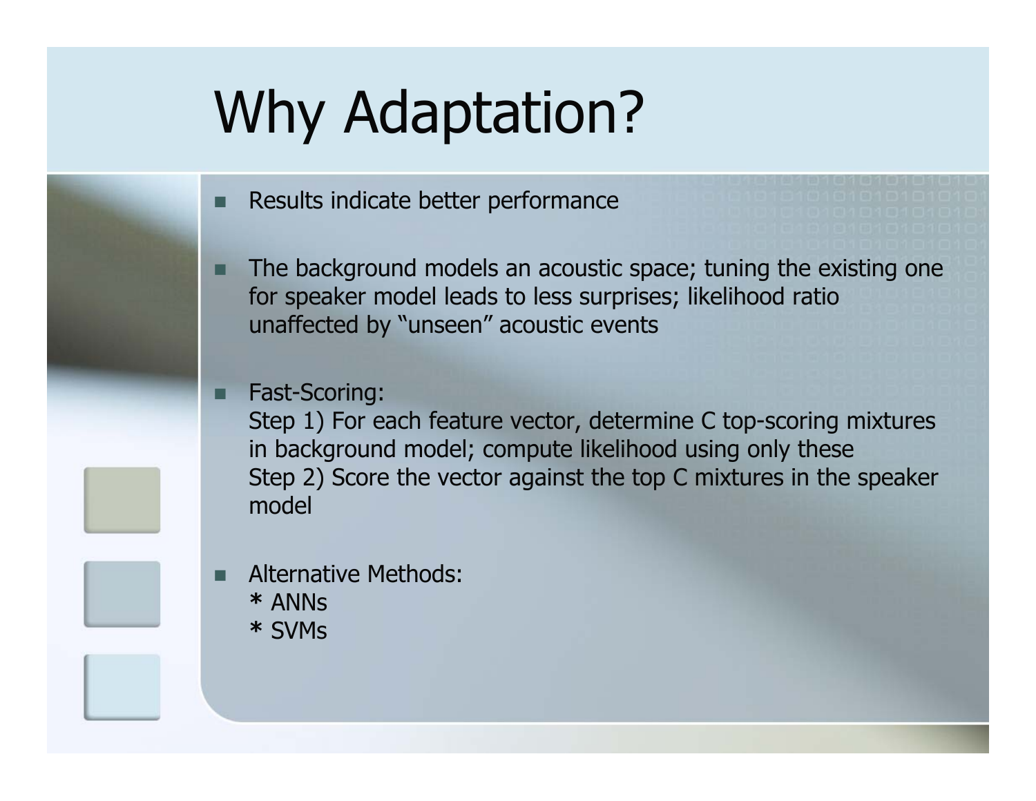# Why Adaptation?

- Results indicate better performance
- The background models an acoustic space; tuning the existing one for speaker model leads to less surprises; likelihood ratio unaffected by "unseen" acoustic events
- Fast-Scoring:
  Step 1) For each feature vector, determine C top-scoring mixtures in background model; compute likelihood using only these
  Step 2) Score the vector against the top C mixtures in the speaker model
- Alternative Methods:
  * ANNs
  * SVMs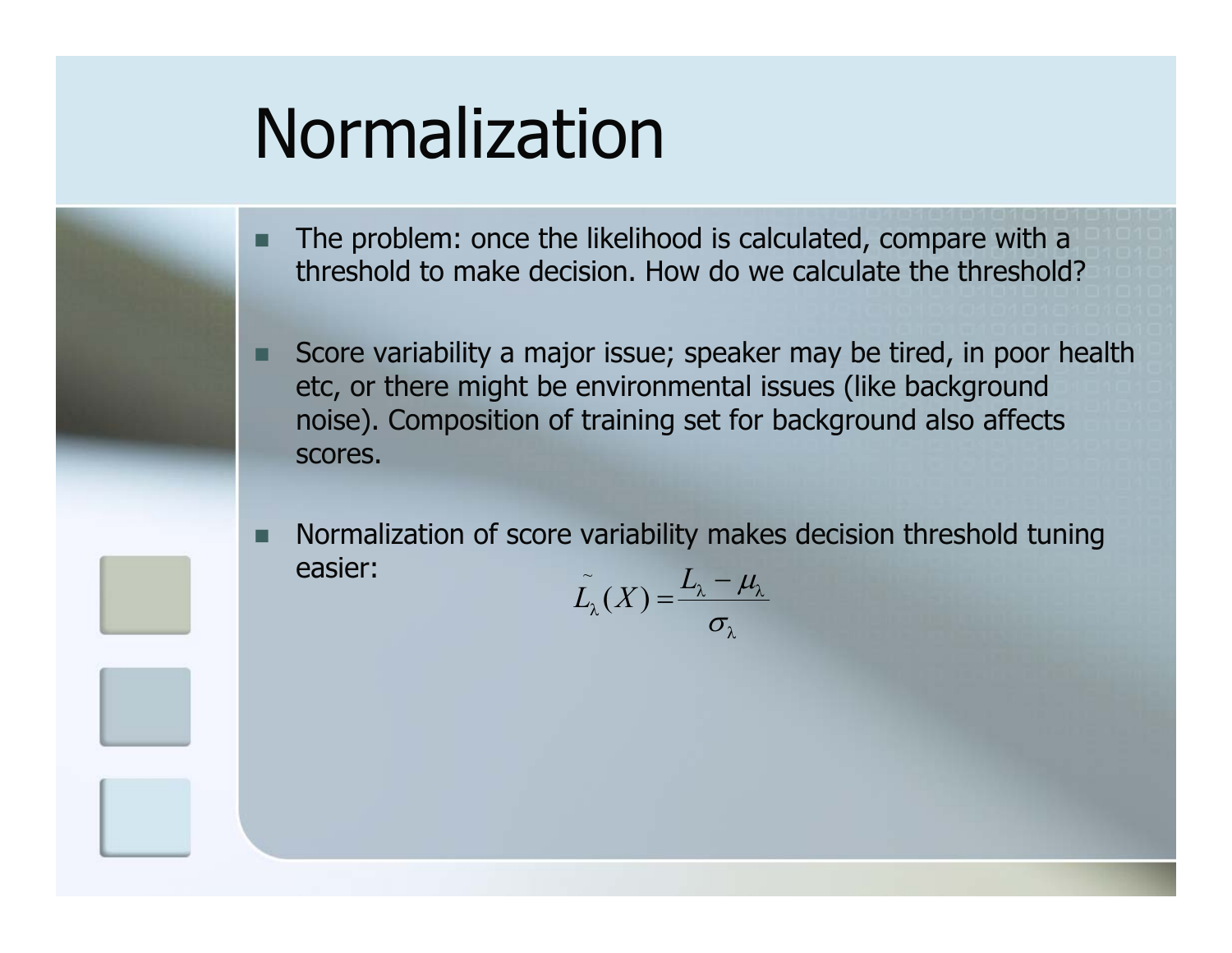# Normalization

- The problem: once the likelihood is calculated, compare with a threshold to make decision. How do we calculate the threshold?
- Score variability a major issue; speaker may be tired, in poor health etc, or there might be environmental issues (like background noise). Composition of training set for background also affects scores.
- Normalization of score variability makes decision threshold tuning easier:

$$\tilde{L}_{\lambda}(X) = \frac{L_{\lambda} - \mu_{\lambda}}{\sigma_{\lambda}}$$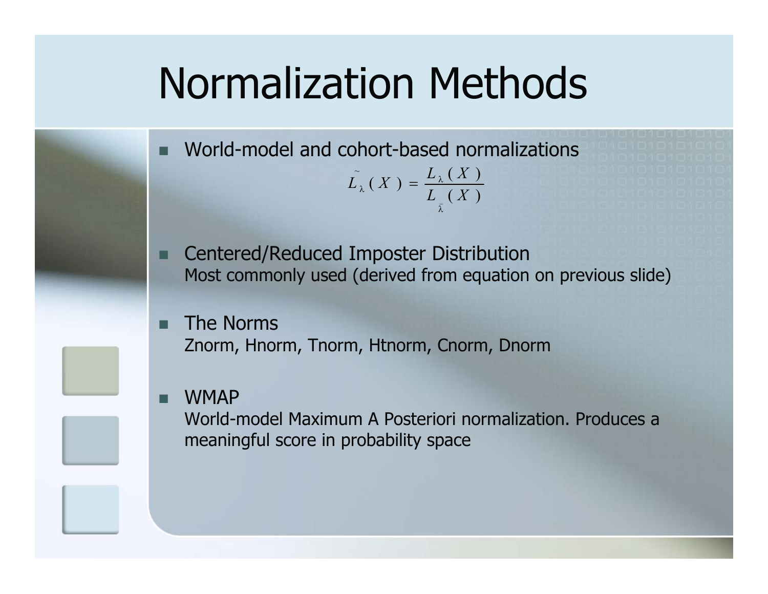# Normalization Methods

- World-model and cohort-based normalizations

$$\tilde{L}_{\lambda}(X) = \frac{L_{\lambda}(X)}{L_{\bar{\lambda}}(X)}$$

- Centered/Reduced Imposter Distribution
  Most commonly used (derived from equation on previous slide)

- The Norms
  Znorm, Hnorm, Tnorm, Htnorm, Cnorm, Dnorm

- WMAP
  World-model Maximum A Posteriori normalization. Produces a meaningful score in probability space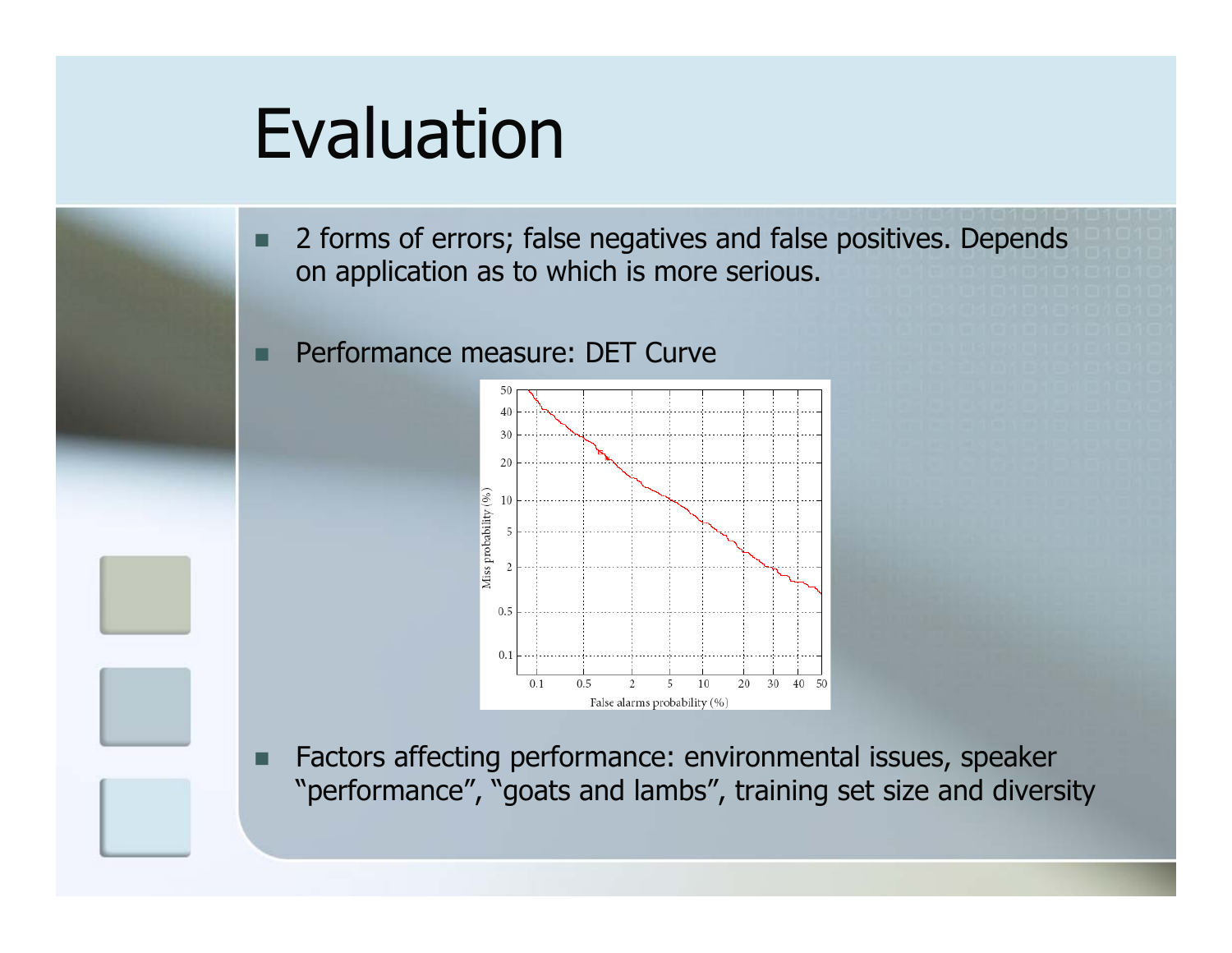# Evaluation

- 2 forms of errors; false negatives and false positives. Depends on application as to which is more serious.
- Performance measure: DET Curve
- Factors affecting performance: environmental issues, speaker "performance", "goats and lambs", training set size and diversity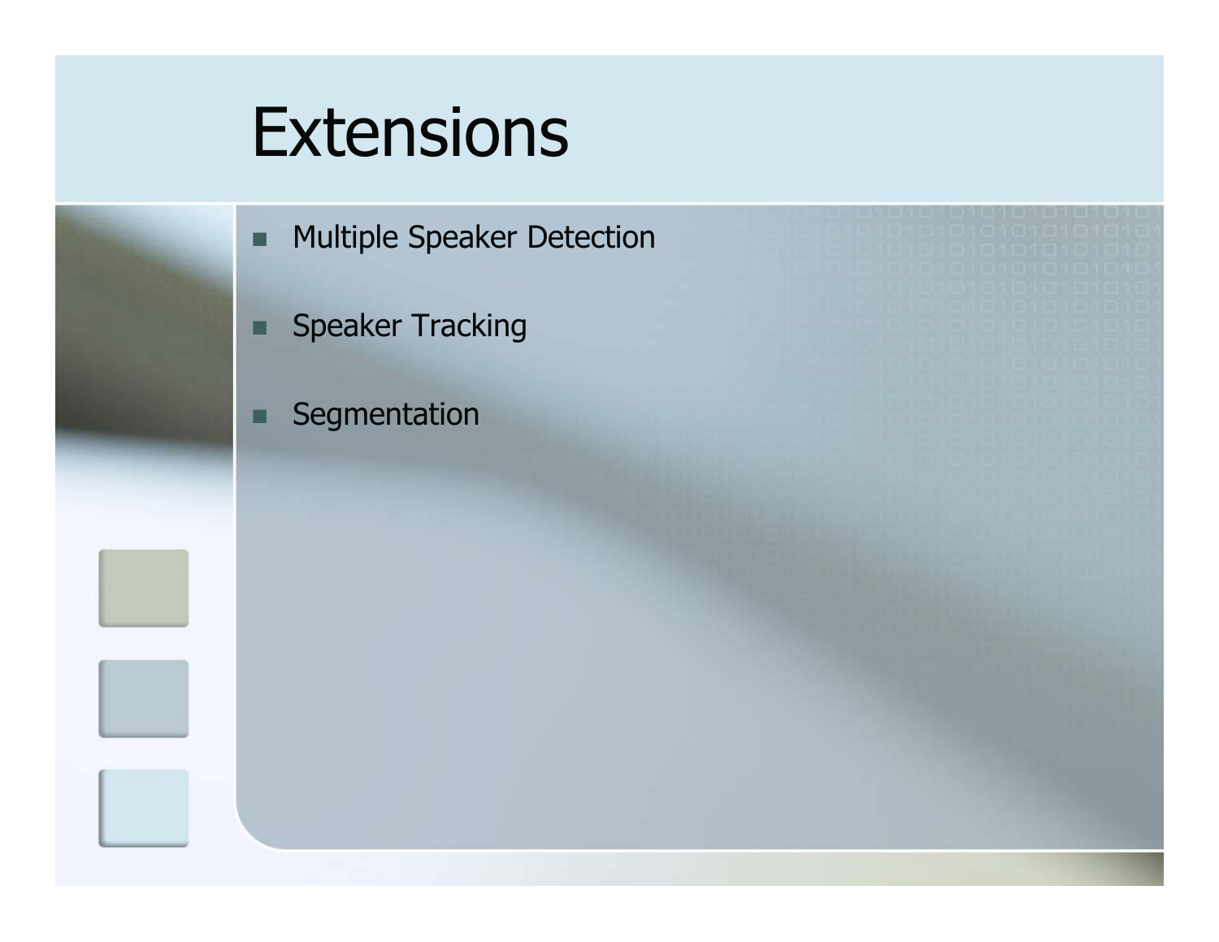# Extensions

- Multiple Speaker Detection
- Speaker Tracking
- Segmentation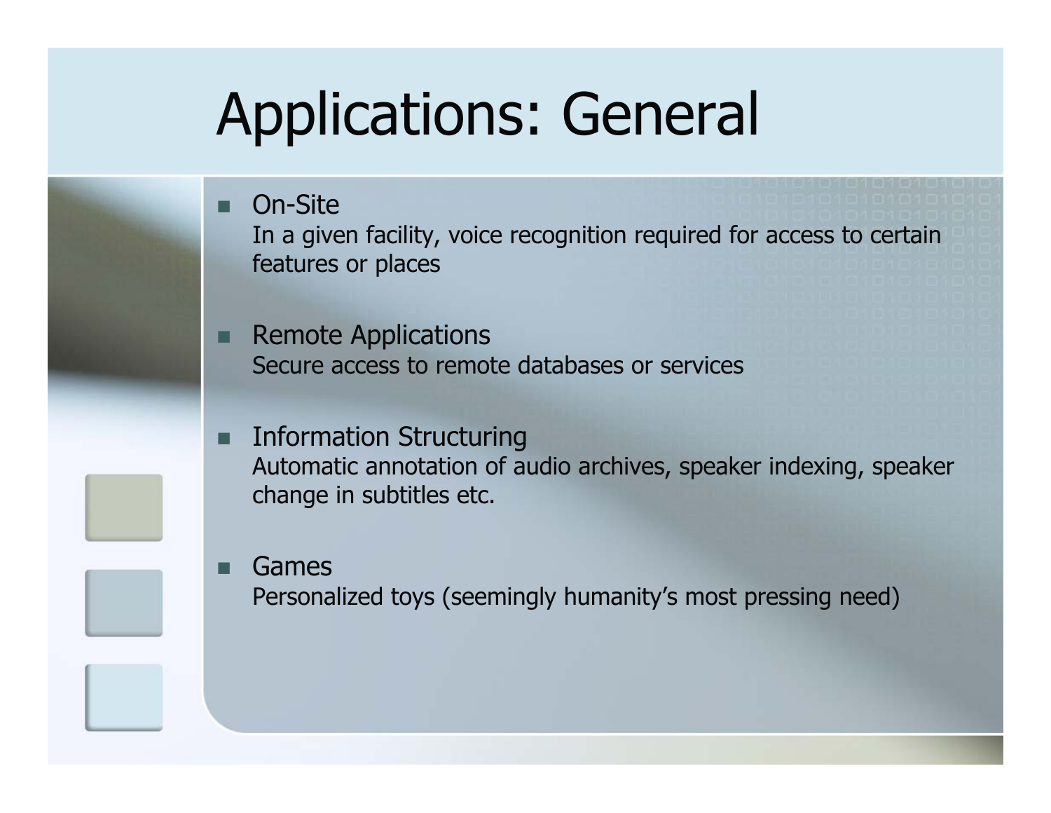# Applications: General

- On-Site
  In a given facility, voice recognition required for access to certain features or places

- Remote Applications
  Secure access to remote databases or services

- Information Structuring
  Automatic annotation of audio archives, speaker indexing, speaker change in subtitles etc.

- Games
  Personalized toys (seemingly humanity's most pressing need)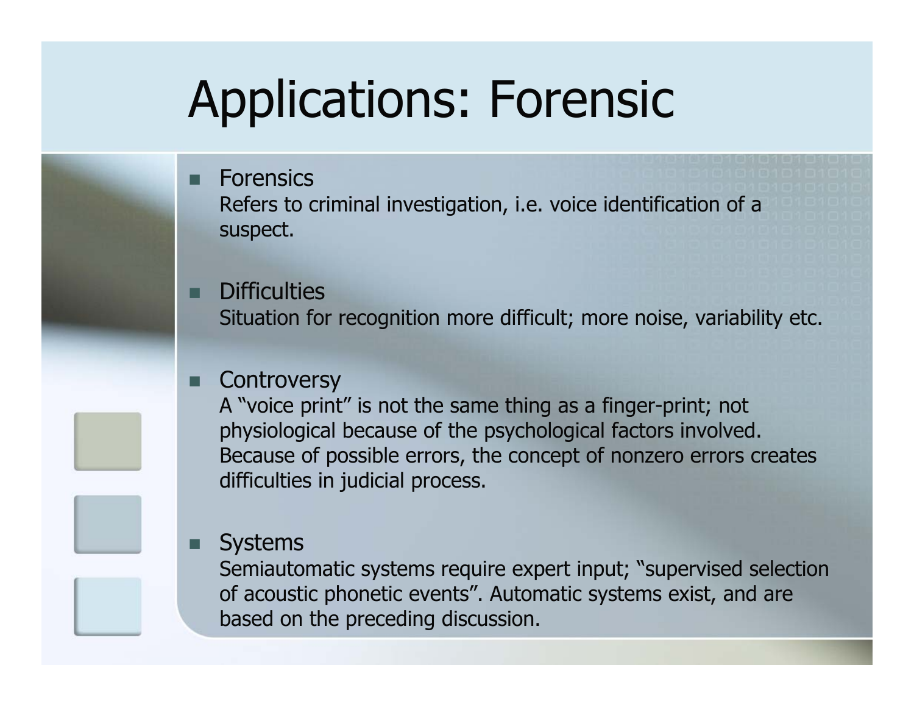# Applications: Forensic

- Forensics
  Refers to criminal investigation, i.e. voice identification of a suspect.

- Difficulties
  Situation for recognition more difficult; more noise, variability etc.

- Controversy
  A "voice print" is not the same thing as a finger-print; not physiological because of the psychological factors involved. Because of possible errors, the concept of nonzero errors creates difficulties in judicial process.

- Systems
  Semiautomatic systems require expert input; "supervised selection of acoustic phonetic events". Automatic systems exist, and are based on the preceding discussion.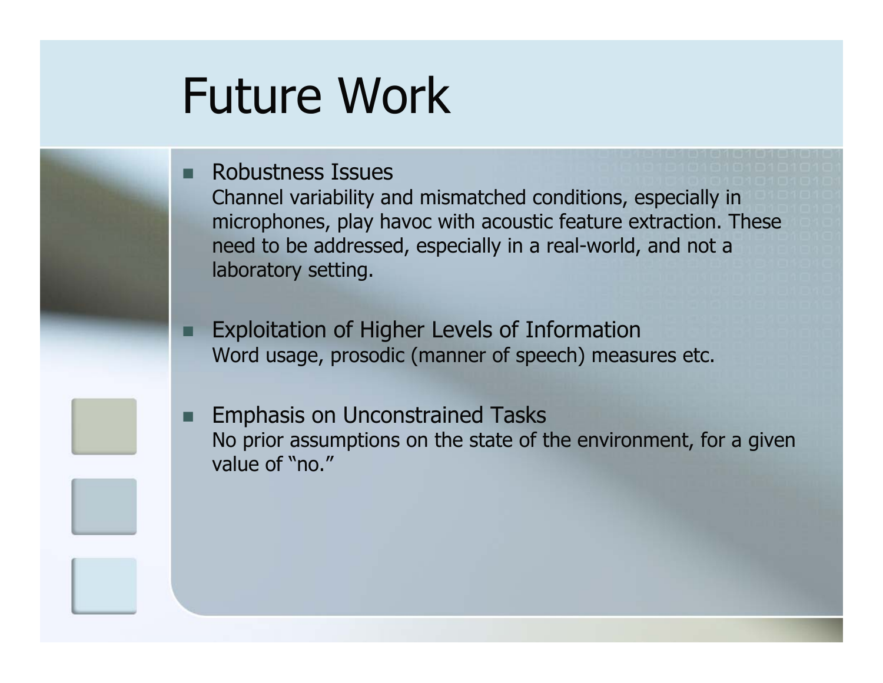# Future Work

- Robustness Issues
  Channel variability and mismatched conditions, especially in microphones, play havoc with acoustic feature extraction. These need to be addressed, especially in a real-world, and not a laboratory setting.

- Exploitation of Higher Levels of Information
  Word usage, prosodic (manner of speech) measures etc.

- Emphasis on Unconstrained Tasks
  No prior assumptions on the state of the environment, for a given value of "no."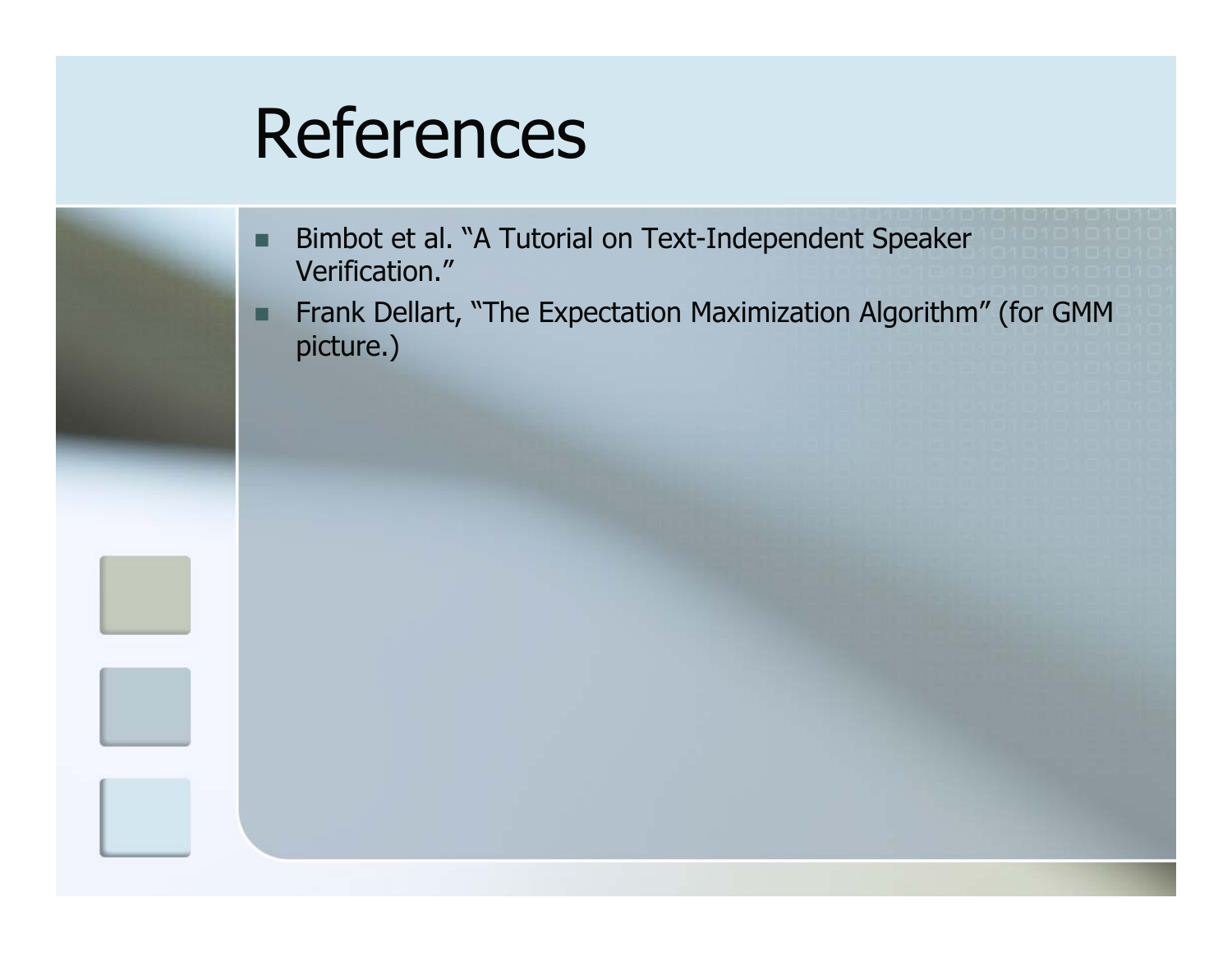# References

- Bimbot et al. “A Tutorial on Text-Independent Speaker Verification.”
- Frank Dellart, “The Expectation Maximization Algorithm” (for GMM picture.)